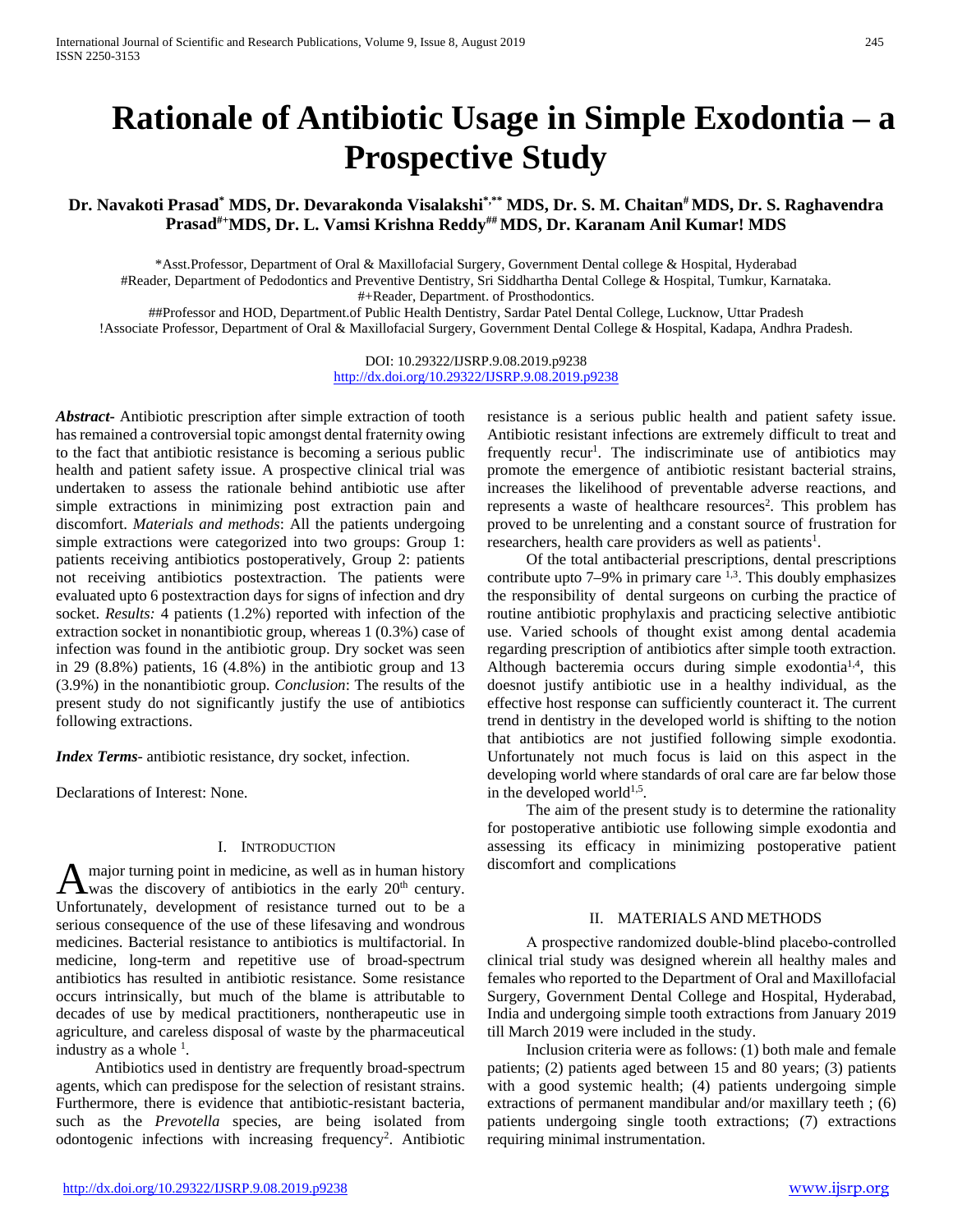# Rationale of Antibiotic Usage in Simple Exodontia – a Prospective Study

**Dr. Navakoti Prasad[*] MDS, Dr. Devarakonda Visalakshi[*,**] MDS, Dr. S. M. Chaitan[#] MDS, Dr. S. Raghavendra Prasad[#+] MDS, Dr. L. Vamsi Krishna Reddy[##] MDS, Dr. Karanam Anil Kumar! MDS**

*Asst.Professor, Department of Oral & Maxillofacial Surgery, Government Dental college & Hospital, Hyderabad
#Reader, Department of Pedodontics and Preventive Dentistry, Sri Siddhartha Dental College & Hospital, Tumkur, Karnataka.
#+Reader, Department. of Prosthodontics.
##Professor and HOD, Department.of Public Health Dentistry, Sardar Patel Dental College, Lucknow, Uttar Pradesh
!Associate Professor, Department of Oral & Maxillofacial Surgery, Government Dental College & Hospital, Kadapa, Andhra Pradesh.

DOI: 10.29322/IJSRP.9.08.2019.p9238
http://dx.doi.org/10.29322/IJSRP.9.08.2019.p9238

***Abstract***- Antibiotic prescription after simple extraction of tooth has remained a controversial topic amongst dental fraternity owing to the fact that antibiotic resistance is becoming a serious public health and patient safety issue. A prospective clinical trial was undertaken to assess the rationale behind antibiotic use after simple extractions in minimizing post extraction pain and discomfort. *Materials and methods*: All the patients undergoing simple extractions were categorized into two groups: Group 1: patients receiving antibiotics postoperatively, Group 2: patients not receiving antibiotics postextraction. The patients were evaluated upto 6 postextraction days for signs of infection and dry socket. *Results:* 4 patients (1.2%) reported with infection of the extraction socket in nonantibiotic group, whereas 1 (0.3%) case of infection was found in the antibiotic group. Dry socket was seen in 29 (8.8%) patients, 16 (4.8%) in the antibiotic group and 13 (3.9%) in the nonantibiotic group. *Conclusion*: The results of the present study do not significantly justify the use of antibiotics following extractions.

***Index Terms***- antibiotic resistance, dry socket, infection.

Declarations of Interest: None.

## I. Introduction

A major turning point in medicine, as well as in human history was the discovery of antibiotics in the early 20[th] century. Unfortunately, development of resistance turned out to be a serious consequence of the use of these lifesaving and wondrous medicines. Bacterial resistance to antibiotics is multifactorial. In medicine, long-term and repetitive use of broad-spectrum antibiotics has resulted in antibiotic resistance. Some resistance occurs intrinsically, but much of the blame is attributable to decades of use by medical practitioners, nontherapeutic use in agriculture, and careless disposal of waste by the pharmaceutical industry as a whole [1].

Antibiotics used in dentistry are frequently broad-spectrum agents, which can predispose for the selection of resistant strains. Furthermore, there is evidence that antibiotic-resistant bacteria, such as the *Prevotella* species, are being isolated from odontogenic infections with increasing frequency[2]. Antibiotic resistance is a serious public health and patient safety issue. Antibiotic resistant infections are extremely difficult to treat and frequently recur[1]. The indiscriminate use of antibiotics may promote the emergence of antibiotic resistant bacterial strains, increases the likelihood of preventable adverse reactions, and represents a waste of healthcare resources[2]. This problem has proved to be unrelenting and a constant source of frustration for researchers, health care providers as well as patients[1].

Of the total antibacterial prescriptions, dental prescriptions contribute upto 7–9% in primary care [1,3]. This doubly emphasizes the responsibility of dental surgeons on curbing the practice of routine antibiotic prophylaxis and practicing selective antibiotic use. Varied schools of thought exist among dental academia regarding prescription of antibiotics after simple tooth extraction. Although bacteremia occurs during simple exodontia[1,4], this doesnot justify antibiotic use in a healthy individual, as the effective host response can sufficiently counteract it. The current trend in dentistry in the developed world is shifting to the notion that antibiotics are not justified following simple exodontia. Unfortunately not much focus is laid on this aspect in the developing world where standards of oral care are far below those in the developed world[1,5].

The aim of the present study is to determine the rationality for postoperative antibiotic use following simple exodontia and assessing its efficacy in minimizing postoperative patient discomfort and complications

## II. Materials and Methods

A prospective randomized double-blind placebo-controlled clinical trial study was designed wherein all healthy males and females who reported to the Department of Oral and Maxillofacial Surgery, Government Dental College and Hospital, Hyderabad, India and undergoing simple tooth extractions from January 2019 till March 2019 were included in the study.

Inclusion criteria were as follows: (1) both male and female patients; (2) patients aged between 15 and 80 years; (3) patients with a good systemic health; (4) patients undergoing simple extractions of permanent mandibular and/or maxillary teeth ; (6) patients undergoing single tooth extractions; (7) extractions requiring minimal instrumentation.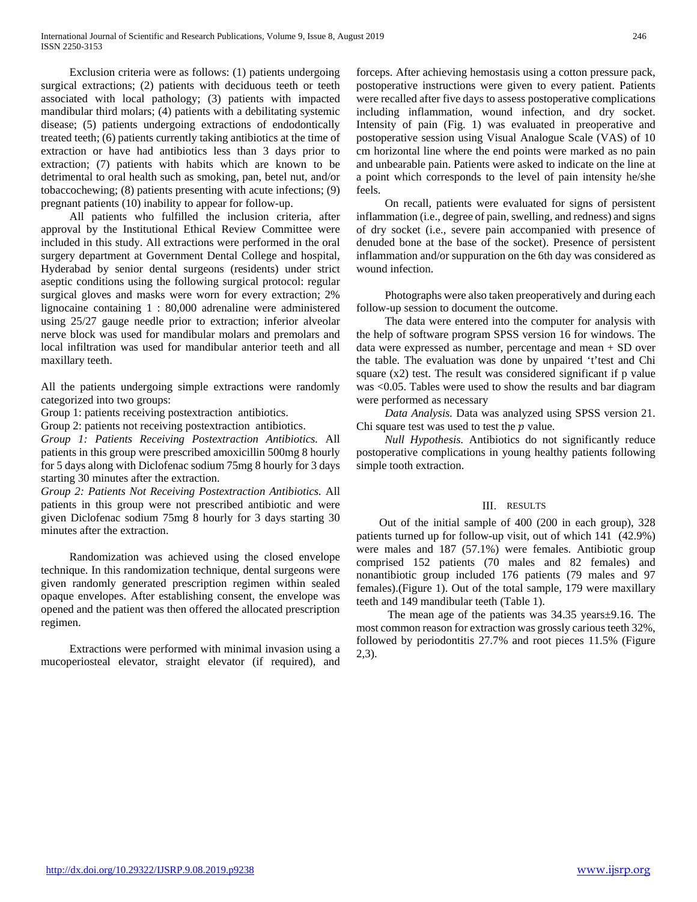Exclusion criteria were as follows: (1) patients undergoing surgical extractions; (2) patients with deciduous teeth or teeth associated with local pathology; (3) patients with impacted mandibular third molars; (4) patients with a debilitating systemic disease; (5) patients undergoing extractions of endodontically treated teeth; (6) patients currently taking antibiotics at the time of extraction or have had antibiotics less than 3 days prior to extraction; (7) patients with habits which are known to be detrimental to oral health such as smoking, pan, betel nut, and/or tobaccochewing; (8) patients presenting with acute infections; (9) pregnant patients (10) inability to appear for follow-up.

All patients who fulfilled the inclusion criteria, after approval by the Institutional Ethical Review Committee were included in this study. All extractions were performed in the oral surgery department at Government Dental College and hospital, Hyderabad by senior dental surgeons (residents) under strict aseptic conditions using the following surgical protocol: regular surgical gloves and masks were worn for every extraction; 2% lignocaine containing 1 : 80,000 adrenaline were administered using 25/27 gauge needle prior to extraction; inferior alveolar nerve block was used for mandibular molars and premolars and local infiltration was used for mandibular anterior teeth and all maxillary teeth.

All the patients undergoing simple extractions were randomly categorized into two groups:

Group 1: patients receiving postextraction antibiotics.

Group 2: patients not receiving postextraction antibiotics.

*Group 1: Patients Receiving Postextraction Antibiotics.* All patients in this group were prescribed amoxicillin 500mg 8 hourly for 5 days along with Diclofenac sodium 75mg 8 hourly for 3 days starting 30 minutes after the extraction.

*Group 2: Patients Not Receiving Postextraction Antibiotics.* All patients in this group were not prescribed antibiotic and were given Diclofenac sodium 75mg 8 hourly for 3 days starting 30 minutes after the extraction.

Randomization was achieved using the closed envelope technique. In this randomization technique, dental surgeons were given randomly generated prescription regimen within sealed opaque envelopes. After establishing consent, the envelope was opened and the patient was then offered the allocated prescription regimen.

Extractions were performed with minimal invasion using a mucoperiosteal elevator, straight elevator (if required), and forceps. After achieving hemostasis using a cotton pressure pack, postoperative instructions were given to every patient. Patients were recalled after five days to assess postoperative complications including inflammation, wound infection, and dry socket. Intensity of pain (Fig. 1) was evaluated in preoperative and postoperative session using Visual Analogue Scale (VAS) of 10 cm horizontal line where the end points were marked as no pain and unbearable pain. Patients were asked to indicate on the line at a point which corresponds to the level of pain intensity he/she feels.

On recall, patients were evaluated for signs of persistent inflammation (i.e., degree of pain, swelling, and redness) and signs of dry socket (i.e., severe pain accompanied with presence of denuded bone at the base of the socket). Presence of persistent inflammation and/or suppuration on the 6th day was considered as wound infection.

Photographs were also taken preoperatively and during each follow-up session to document the outcome.

The data were entered into the computer for analysis with the help of software program SPSS version 16 for windows. The data were expressed as number, percentage and mean + SD over the table. The evaluation was done by unpaired 't'test and Chi square (x2) test. The result was considered significant if p value was <0.05. Tables were used to show the results and bar diagram were performed as necessary

*Data Analysis.* Data was analyzed using SPSS version 21. Chi square test was used to test the *p* value.

*Null Hypothesis.* Antibiotics do not significantly reduce postoperative complications in young healthy patients following simple tooth extraction.

## III. RESULTS

Out of the initial sample of 400 (200 in each group), 328 patients turned up for follow-up visit, out of which 141 (42.9%) were males and 187 (57.1%) were females. Antibiotic group comprised 152 patients (70 males and 82 females) and nonantibiotic group included 176 patients (79 males and 97 females).(Figure 1). Out of the total sample, 179 were maxillary teeth and 149 mandibular teeth (Table 1).

The mean age of the patients was 34.35 years±9.16. The most common reason for extraction was grossly carious teeth 32%, followed by periodontitis 27.7% and root pieces 11.5% (Figure 2,3).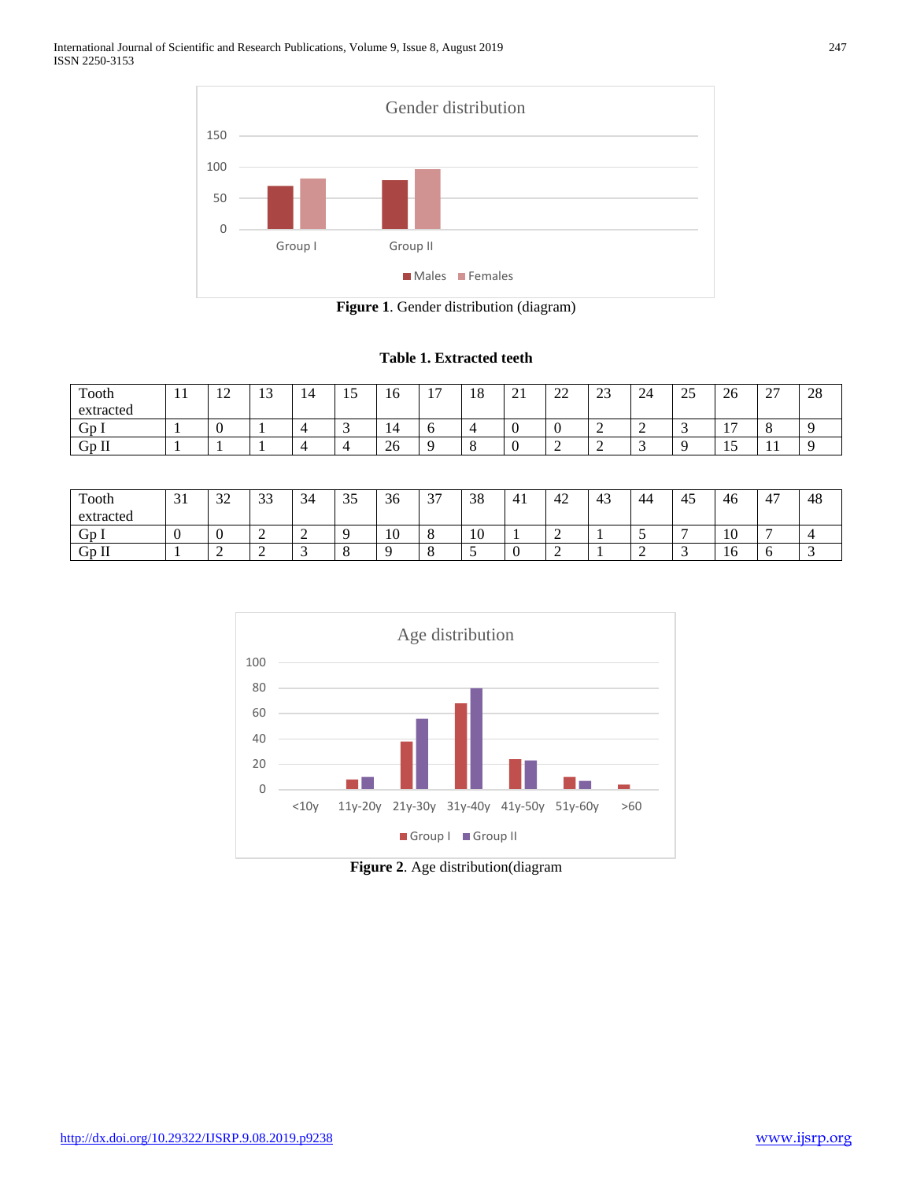Figure 1. Gender distribution (diagram)

**Table 1. Extracted teeth**

| Tooth extracted | 11 | 12 | 13 | 14 | 15 | 16 | 17 | 18 | 21 | 22 | 23 | 24 | 25 | 26 | 27 | 28 |
|---|---|---|---|---|---|---|---|---|---|---|---|---|---|---|---|---|
| Gp I | 1 | 0 | 1 | 4 | 3 | 14 | 6 | 4 | 0 | 0 | 2 | 2 | 3 | 17 | 8 | 9 |
| Gp II | 1 | 1 | 1 | 4 | 4 | 26 | 9 | 8 | 0 | 2 | 2 | 3 | 9 | 15 | 11 | 9 |

| Tooth extracted | 31 | 32 | 33 | 34 | 35 | 36 | 37 | 38 | 41 | 42 | 43 | 44 | 45 | 46 | 47 | 48 |
|---|---|---|---|---|---|---|---|---|---|---|---|---|---|---|---|---|
| Gp I | 0 | 0 | 2 | 2 | 9 | 10 | 8 | 10 | 1 | 2 | 1 | 5 | 7 | 10 | 7 | 4 |
| Gp II | 1 | 2 | 2 | 3 | 8 | 9 | 8 | 5 | 0 | 2 | 1 | 2 | 3 | 16 | 6 | 3 |

Figure 2. Age distribution(diagram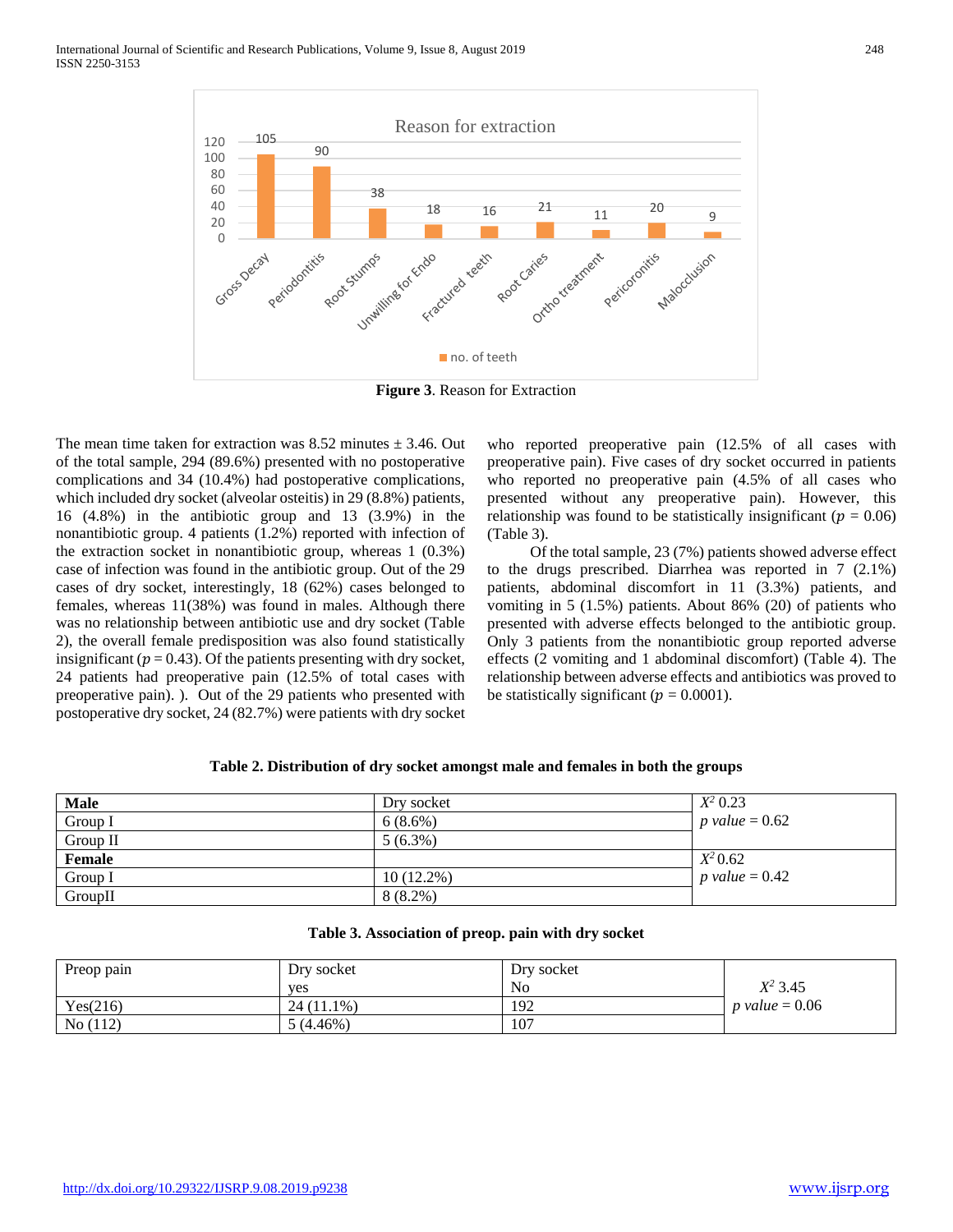Figure 3. Reason for Extraction

The mean time taken for extraction was 8.52 minutes ± 3.46. Out of the total sample, 294 (89.6%) presented with no postoperative complications and 34 (10.4%) had postoperative complications, which included dry socket (alveolar osteitis) in 29 (8.8%) patients, 16 (4.8%) in the antibiotic group and 13 (3.9%) in the nonantibiotic group. 4 patients (1.2%) reported with infection of the extraction socket in nonantibiotic group, whereas 1 (0.3%) case of infection was found in the antibiotic group. Out of the 29 cases of dry socket, interestingly, 18 (62%) cases belonged to females, whereas 11(38%) was found in males. Although there was no relationship between antibiotic use and dry socket (Table 2), the overall female predisposition was also found statistically insignificant ($p = 0.43$). Of the patients presenting with dry socket, 24 patients had preoperative pain (12.5% of total cases with preoperative pain). ). Out of the 29 patients who presented with postoperative dry socket, 24 (82.7%) were patients with dry socket who reported preoperative pain (12.5% of all cases with preoperative pain). Five cases of dry socket occurred in patients who reported no preoperative pain (4.5% of all cases who presented without any preoperative pain). However, this relationship was found to be statistically insignificant ($p = 0.06$) (Table 3).

Of the total sample, 23 (7%) patients showed adverse effect to the drugs prescribed. Diarrhea was reported in 7 (2.1%) patients, abdominal discomfort in 11 (3.3%) patients, and vomiting in 5 (1.5%) patients. About 86% (20) of patients who presented with adverse effects belonged to the antibiotic group. Only 3 patients from the nonantibiotic group reported adverse effects (2 vomiting and 1 abdominal discomfort) (Table 4). The relationship between adverse effects and antibiotics was proved to be statistically significant ($p = 0.0001$).

**Table 2. Distribution of dry socket amongst male and females in both the groups**

| **Male** | Dry socket | $X^2$ 0.23 *p value* = 0.62 |
|---|---|---|
| Group I | 6 (8.6%) | |
| Group II | 5 (6.3%) | |
| **Female** | | $X^2$ 0.62 *p value* = 0.42 |
| Group I | 10 (12.2%) | |
| GroupII | 8 (8.2%) | |

**Table 3. Association of preop. pain with dry socket**

| Preop pain | Dry socket yes | Dry socket No | |
|---|---|---|---|
| Yes(216) | 24 (11.1%) | 192 | $X^2$ 3.45 *p value* = 0.06 |
| No (112) | 5 (4.46%) | 107 | |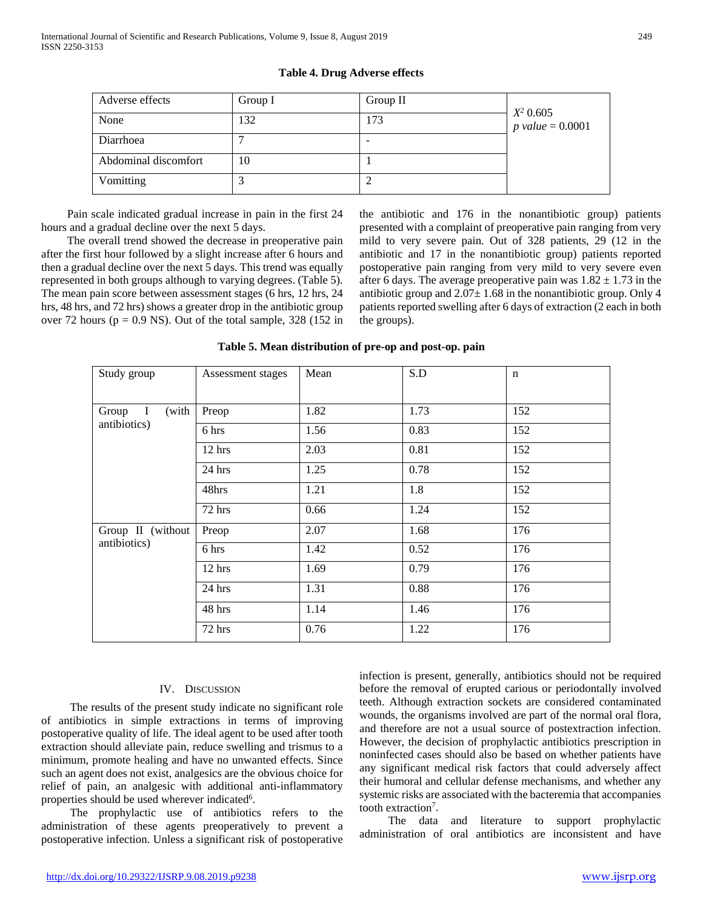**Table 4. Drug Adverse effects**

| Adverse effects | Group I | Group II | |
|---|---|---|---|
| None | 132 | 173 | $X^2$ 0.605 *p value* = 0.0001 |
| Diarrhoea | 7 | - | |
| Abdominal discomfort | 10 | 1 | |
| Vomitting | 3 | 2 | |

Pain scale indicated gradual increase in pain in the first 24 hours and a gradual decline over the next 5 days.

The overall trend showed the decrease in preoperative pain after the first hour followed by a slight increase after 6 hours and then a gradual decline over the next 5 days. This trend was equally represented in both groups although to varying degrees. (Table 5). The mean pain score between assessment stages (6 hrs, 12 hrs, 24 hrs, 48 hrs, and 72 hrs) shows a greater drop in the antibiotic group over 72 hours (p = 0.9 NS). Out of the total sample, 328 (152 in the antibiotic and 176 in the nonantibiotic group) patients presented with a complaint of preoperative pain ranging from very mild to very severe pain. Out of 328 patients, 29 (12 in the antibiotic and 17 in the nonantibiotic group) patients reported postoperative pain ranging from very mild to very severe even after 6 days. The average preoperative pain was 1.82 ± 1.73 in the antibiotic group and 2.07± 1.68 in the nonantibiotic group. Only 4 patients reported swelling after 6 days of extraction (2 each in both the groups).

**Table 5. Mean distribution of pre-op and post-op. pain**

| Study group | Assessment stages | Mean | S.D | n |
|---|---|---|---|---|
| Group I (with antibiotics) | Preop | 1.82 | 1.73 | 152 |
| | 6 hrs | 1.56 | 0.83 | 152 |
| | 12 hrs | 2.03 | 0.81 | 152 |
| | 24 hrs | 1.25 | 0.78 | 152 |
| | 48hrs | 1.21 | 1.8 | 152 |
| | 72 hrs | 0.66 | 1.24 | 152 |
| Group II (without antibiotics) | Preop | 2.07 | 1.68 | 176 |
| | 6 hrs | 1.42 | 0.52 | 176 |
| | 12 hrs | 1.69 | 0.79 | 176 |
| | 24 hrs | 1.31 | 0.88 | 176 |
| | 48 hrs | 1.14 | 1.46 | 176 |
| | 72 hrs | 0.76 | 1.22 | 176 |

## IV. Discussion

The results of the present study indicate no significant role of antibiotics in simple extractions in terms of improving postoperative quality of life. The ideal agent to be used after tooth extraction should alleviate pain, reduce swelling and trismus to a minimum, promote healing and have no unwanted effects. Since such an agent does not exist, analgesics are the obvious choice for relief of pain, an analgesic with additional anti-inflammatory properties should be used wherever indicated[6].

The prophylactic use of antibiotics refers to the administration of these agents preoperatively to prevent a postoperative infection. Unless a significant risk of postoperative infection is present, generally, antibiotics should not be required before the removal of erupted carious or periodontally involved teeth. Although extraction sockets are considered contaminated wounds, the organisms involved are part of the normal oral flora, and therefore are not a usual source of postextraction infection. However, the decision of prophylactic antibiotics prescription in noninfected cases should also be based on whether patients have any significant medical risk factors that could adversely affect their humoral and cellular defense mechanisms, and whether any systemic risks are associated with the bacteremia that accompanies tooth extraction[7].

The data and literature to support prophylactic administration of oral antibiotics are inconsistent and have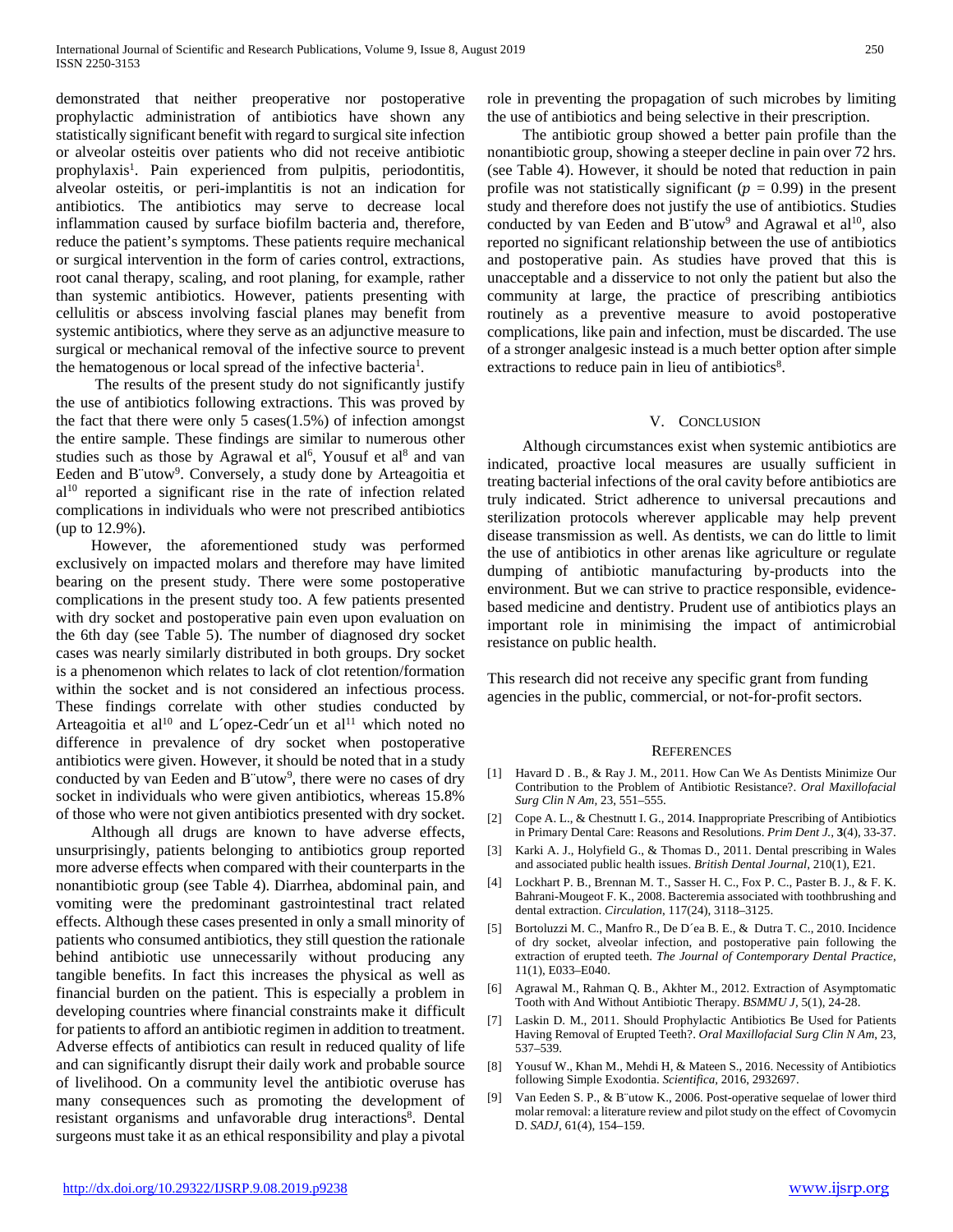demonstrated that neither preoperative nor postoperative prophylactic administration of antibiotics have shown any statistically significant benefit with regard to surgical site infection or alveolar osteitis over patients who did not receive antibiotic prophylaxis[1]. Pain experienced from pulpitis, periodontitis, alveolar osteitis, or peri-implantitis is not an indication for antibiotics. The antibiotics may serve to decrease local inflammation caused by surface biofilm bacteria and, therefore, reduce the patient's symptoms. These patients require mechanical or surgical intervention in the form of caries control, extractions, root canal therapy, scaling, and root planing, for example, rather than systemic antibiotics. However, patients presenting with cellulitis or abscess involving fascial planes may benefit from systemic antibiotics, where they serve as an adjunctive measure to surgical or mechanical removal of the infective source to prevent the hematogenous or local spread of the infective bacteria[1].

The results of the present study do not significantly justify the use of antibiotics following extractions. This was proved by the fact that there were only 5 cases(1.5%) of infection amongst the entire sample. These findings are similar to numerous other studies such as those by Agrawal et al[6], Yousuf et al[8] and van Eeden and B¨utow[9]. Conversely, a study done by Arteagoitia et al[10] reported a significant rise in the rate of infection related complications in individuals who were not prescribed antibiotics (up to 12.9%).

However, the aforementioned study was performed exclusively on impacted molars and therefore may have limited bearing on the present study. There were some postoperative complications in the present study too. A few patients presented with dry socket and postoperative pain even upon evaluation on the 6th day (see Table 5). The number of diagnosed dry socket cases was nearly similarly distributed in both groups. Dry socket is a phenomenon which relates to lack of clot retention/formation within the socket and is not considered an infectious process. These findings correlate with other studies conducted by Arteagoitia et al[10] and L´opez-Cedr´un et al[11] which noted no difference in prevalence of dry socket when postoperative antibiotics were given. However, it should be noted that in a study conducted by van Eeden and B¨utow[9], there were no cases of dry socket in individuals who were given antibiotics, whereas 15.8% of those who were not given antibiotics presented with dry socket.

Although all drugs are known to have adverse effects, unsurprisingly, patients belonging to antibiotics group reported more adverse effects when compared with their counterparts in the nonantibiotic group (see Table 4). Diarrhea, abdominal pain, and vomiting were the predominant gastrointestinal tract related effects. Although these cases presented in only a small minority of patients who consumed antibiotics, they still question the rationale behind antibiotic use unnecessarily without producing any tangible benefits. In fact this increases the physical as well as financial burden on the patient. This is especially a problem in developing countries where financial constraints make it difficult for patients to afford an antibiotic regimen in addition to treatment. Adverse effects of antibiotics can result in reduced quality of life and can significantly disrupt their daily work and probable source of livelihood. On a community level the antibiotic overuse has many consequences such as promoting the development of resistant organisms and unfavorable drug interactions[8]. Dental surgeons must take it as an ethical responsibility and play a pivotal role in preventing the propagation of such microbes by limiting the use of antibiotics and being selective in their prescription.

The antibiotic group showed a better pain profile than the nonantibiotic group, showing a steeper decline in pain over 72 hrs. (see Table 4). However, it should be noted that reduction in pain profile was not statistically significant ($p$ = 0.99) in the present study and therefore does not justify the use of antibiotics. Studies conducted by van Eeden and B¨utow[9] and Agrawal et al[10], also reported no significant relationship between the use of antibiotics and postoperative pain. As studies have proved that this is unacceptable and a disservice to not only the patient but also the community at large, the practice of prescribing antibiotics routinely as a preventive measure to avoid postoperative complications, like pain and infection, must be discarded. The use of a stronger analgesic instead is a much better option after simple extractions to reduce pain in lieu of antibiotics[8].

## V. Conclusion

Although circumstances exist when systemic antibiotics are indicated, proactive local measures are usually sufficient in treating bacterial infections of the oral cavity before antibiotics are truly indicated. Strict adherence to universal precautions and sterilization protocols wherever applicable may help prevent disease transmission as well. As dentists, we can do little to limit the use of antibiotics in other arenas like agriculture or regulate dumping of antibiotic manufacturing by-products into the environment. But we can strive to practice responsible, evidence-based medicine and dentistry. Prudent use of antibiotics plays an important role in minimising the impact of antimicrobial resistance on public health.

This research did not receive any specific grant from funding agencies in the public, commercial, or not-for-profit sectors.

## References

[1] Havard D . B., & Ray J. M., 2011. How Can We As Dentists Minimize Our Contribution to the Problem of Antibiotic Resistance?. *Oral Maxillofacial Surg Clin N Am*, 23, 551–555.

[2] Cope A. L., & Chestnutt I. G., 2014. Inappropriate Prescribing of Antibiotics in Primary Dental Care: Reasons and Resolutions. *Prim Dent J.*, **3**(4), 33-37.

[3] Karki A. J., Holyfield G., & Thomas D., 2011. Dental prescribing in Wales and associated public health issues. *British Dental Journal*, 210(1), E21.

[4] Lockhart P. B., Brennan M. T., Sasser H. C., Fox P. C., Paster B. J., & F. K. Bahrani-Mougeot F. K., 2008. Bacteremia associated with toothbrushing and dental extraction. *Circulation*, 117(24), 3118–3125.

[5] Bortoluzzi M. C., Manfro R., De D´ea B. E., & Dutra T. C., 2010. Incidence of dry socket, alveolar infection, and postoperative pain following the extraction of erupted teeth. *The Journal of Contemporary Dental Practice*, 11(1), E033–E040.

[6] Agrawal M., Rahman Q. B., Akhter M., 2012. Extraction of Asymptomatic Tooth with And Without Antibiotic Therapy. *BSMMU J*, 5(1), 24-28.

[7] Laskin D. M., 2011. Should Prophylactic Antibiotics Be Used for Patients Having Removal of Erupted Teeth?. *Oral Maxillofacial Surg Clin N Am*, 23, 537–539.

[8] Yousuf W., Khan M., Mehdi H, & Mateen S., 2016. Necessity of Antibiotics following Simple Exodontia. *Scientifica*, 2016, 2932697.

[9] Van Eeden S. P., & B¨utow K., 2006. Post-operative sequelae of lower third molar removal: a literature review and pilot study on the effect of Covomycin D. *SADJ*, 61(4), 154–159.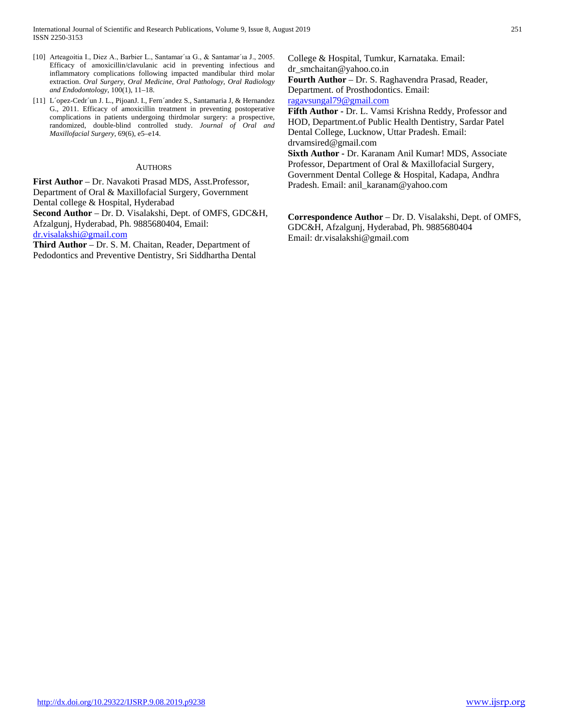[10] Arteagoitia I., Diez A., Barbier L., Santamar´ıa G., & Santamar´ıa J., 2005. Efficacy of amoxicillin/clavulanic acid in preventing infectious and inflammatory complications following impacted mandibular third molar extraction. *Oral Surgery, Oral Medicine, Oral Pathology, Oral Radiology and Endodontology*, 100(1), 11–18.

[11] L´opez-Cedr´un J. L., PijoanJ. I., Fern´andez S., Santamaria J, & Hernandez G., 2011. Efficacy of amoxicillin treatment in preventing postoperative complications in patients undergoing thirdmolar surgery: a prospective, randomized, double-blind controlled study. *Journal of Oral and Maxillofacial Surgery*, 69(6), e5–e14.

## AUTHORS

**First Author** – Dr. Navakoti Prasad MDS, Asst.Professor, Department of Oral & Maxillofacial Surgery, Government Dental college & Hospital, Hyderabad

**Second Author** – Dr. D. Visalakshi, Dept. of OMFS, GDC&H, Afzalgunj, Hyderabad, Ph. 9885680404, Email: dr.visalakshi@gmail.com

**Third Author** – Dr. S. M. Chaitan, Reader, Department of Pedodontics and Preventive Dentistry, Sri Siddhartha Dental College & Hospital, Tumkur, Karnataka. Email: dr_smchaitan@yahoo.co.in

**Fourth Author** – Dr. S. Raghavendra Prasad, Reader, Department. of Prosthodontics. Email: ragavsungal79@gmail.com

**Fifth Author -** Dr. L. Vamsi Krishna Reddy, Professor and HOD, Department.of Public Health Dentistry, Sardar Patel Dental College, Lucknow, Uttar Pradesh. Email: drvamsired@gmail.com

**Sixth Author -** Dr. Karanam Anil Kumar! MDS, Associate Professor, Department of Oral & Maxillofacial Surgery, Government Dental College & Hospital, Kadapa, Andhra Pradesh. Email: anil_karanam@yahoo.com

**Correspondence Author** – Dr. D. Visalakshi, Dept. of OMFS, GDC&H, Afzalgunj, Hyderabad, Ph. 9885680404
Email: dr.visalakshi@gmail.com